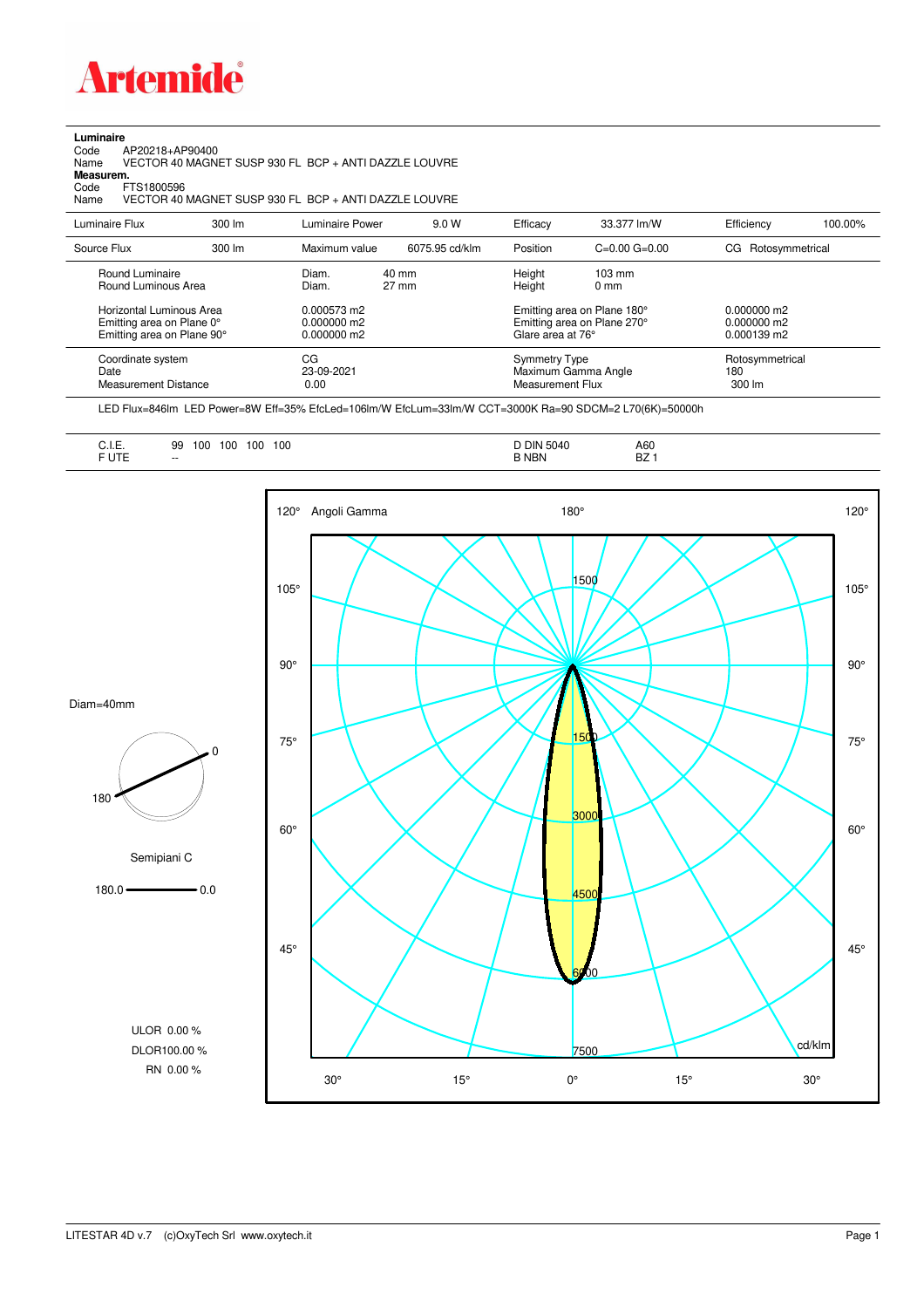# Artemide

**Luminaire**

Code AP20218+AP90400

Name VECTOR 40 MAGNET SUSP 930 FL BCP + ANTI DAZZLE LOUVRE

**Measurem.**

Code FTS1800596

Name VECTOR 40 MAGNET SUSP 930 FL BCP + ANTI DAZZLE LOUVRE

| Luminaire Flux | 300 lm | Luminaire Power | 9.0 W | Efficacy | 33.377 lm/W | Efficiency | 100.00% |
|---|---|---|---|---|---|---|---|
| Source Flux | 300 lm | Maximum value | 6075.95 cd/klm | Position | C=0.00 G=0.00 | CG | Rotosymmetrical |

| | | | | |
|---|---|---|---|---|
| Round Luminaire | Diam. 40 mm | | Height | 103 mm |
| Round Luminous Area | Diam. 27 mm | | Height | 0 mm |
| Horizontal Luminous Area | 0.000573 m2 | Emitting area on Plane 180° | | 0.000000 m2 |
| Emitting area on Plane 0° | 0.000000 m2 | Emitting area on Plane 270° | | 0.000000 m2 |
| Emitting area on Plane 90° | 0.000000 m2 | Glare area at 76° | | 0.000139 m2 |
| Coordinate system | CG | Symmetry Type | | Rotosymmetrical |
| Date | 23-09-2021 | Maximum Gamma Angle | | 180 |
| Measurement Distance | 0.00 | Measurement Flux | | 300 lm |

LED Flux=846lm LED Power=8W Eff=35% EfcLed=106lm/W EfcLum=33lm/W CCT=3000K Ra=90 SDCM=2 L70(6K)=50000h

| | | | |
|---|---|---|---|
| C.I.E. | 99 100 100 100 100 | D DIN 5040 | A60 |
| F UTE | -- | B NBN | BZ 1 |

Diam=40mm

Semipiani C

180.0 — 0.0

ULOR 0.00 %

DLOR100.00 %

RN 0.00 %

Angoli Gamma

cd/klm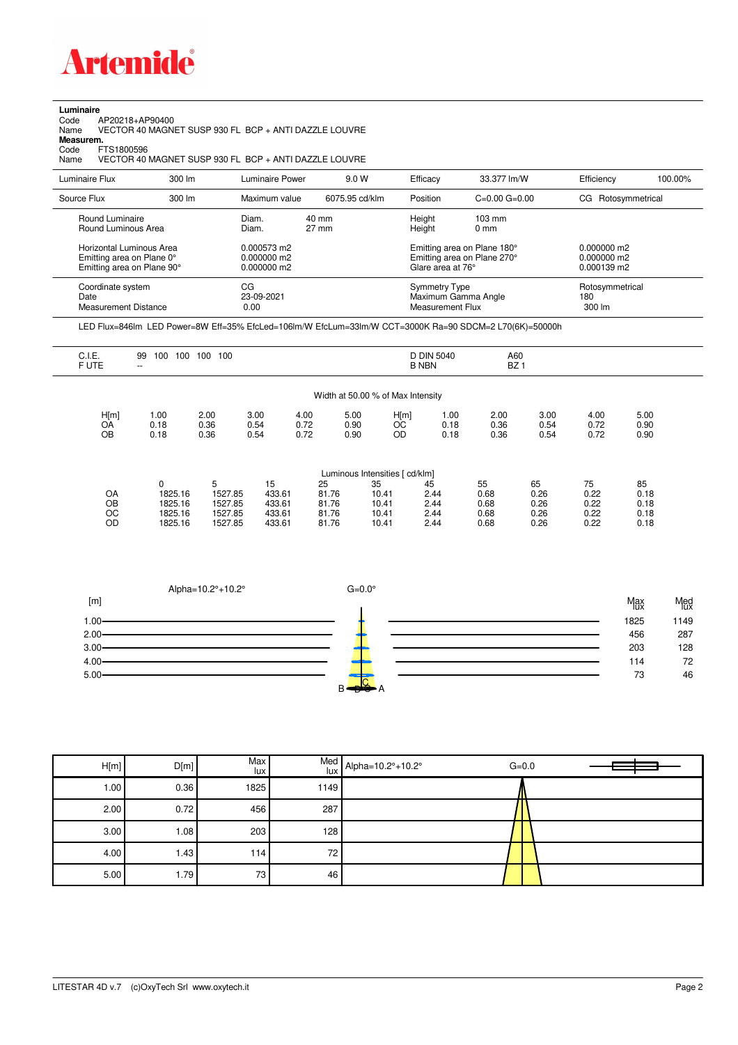Artemide

**Luminaire**

Code AP20218+AP90400
Name VECTOR 40 MAGNET SUSP 930 FL BCP + ANTI DAZZLE LOUVRE

**Measurem.**

Code FTS1800596
Name VECTOR 40 MAGNET SUSP 930 FL BCP + ANTI DAZZLE LOUVRE

| | | | | | | | |
|---|---|---|---|---|---|---|---|
| Luminaire Flux | 300 lm | Luminaire Power | 9.0 W | Efficacy | 33.377 lm/W | Efficiency | 100.00% |
| Source Flux | 300 lm | Maximum value | 6075.95 cd/klm | Position | C=0.00 G=0.00 | CG | Rotosymmetrical |

| | | | | | |
|---|---|---|---|---|---|
| Round Luminaire | Diam. | 40 mm | Height | 103 mm | |
| Round Luminous Area | Diam. | 27 mm | Height | 0 mm | |
| Horizontal Luminous Area | 0.000573 m2 | | Emitting area on Plane 180° | | 0.000000 m2 |
| Emitting area on Plane 0° | 0.000000 m2 | | Emitting area on Plane 270° | | 0.000000 m2 |
| Emitting area on Plane 90° | 0.000000 m2 | | Glare area at 76° | | 0.000139 m2 |
| Coordinate system | CG | | Symmetry Type | | Rotosymmetrical |
| Date | 23-09-2021 | | Maximum Gamma Angle | | 180 |
| Measurement Distance | 0.00 | | Measurement Flux | | 300 lm |

LED Flux=846lm LED Power=8W Eff=35% EfcLed=106lm/W EfcLum=33lm/W CCT=3000K Ra=90 SDCM=2 L70(6K)=50000h

| | | | |
|---|---|---|---|
| C.I.E. | 99 100 100 100 100 | D DIN 5040 | A60 |
| F UTE | -- | B NBN | BZ 1 |

Width at 50.00 % of Max Intensity

| H[m] | 1.00 | 2.00 | 3.00 | 4.00 | 5.00 | H[m] | 1.00 | 2.00 | 3.00 | 4.00 | 5.00 |
|---|---|---|---|---|---|---|---|---|---|---|---|
| OA | 0.18 | 0.36 | 0.54 | 0.72 | 0.90 | OC | 0.18 | 0.36 | 0.54 | 0.72 | 0.90 |
| OB | 0.18 | 0.36 | 0.54 | 0.72 | 0.90 | OD | 0.18 | 0.36 | 0.54 | 0.72 | 0.90 |

Luminous Intensities [ cd/klm]

| | 0 | 5 | 15 | 25 | 35 | 45 | 55 | 65 | 75 | 85 |
|---|---|---|---|---|---|---|---|---|---|---|
| OA | 1825.16 | 1527.85 | 433.61 | 81.76 | 10.41 | 2.44 | 0.68 | 0.26 | 0.22 | 0.18 |
| OB | 1825.16 | 1527.85 | 433.61 | 81.76 | 10.41 | 2.44 | 0.68 | 0.26 | 0.22 | 0.18 |
| OC | 1825.16 | 1527.85 | 433.61 | 81.76 | 10.41 | 2.44 | 0.68 | 0.26 | 0.22 | 0.18 |
| OD | 1825.16 | 1527.85 | 433.61 | 81.76 | 10.41 | 2.44 | 0.68 | 0.26 | 0.22 | 0.18 |

Alpha=10.2°+10.2°
G=0.0°
[m]
1.00
2.00
3.00
4.00
5.00
B D C A
Max lux
1825
456
203
114
73
Med lux
1149
287
128
72
46

| H[m] | D[m] | Max lux | Med lux | Alpha=10.2°+10.2° G=0.0 |
|---|---|---|---|---|
| 1.00 | 0.36 | 1825 | 1149 | |
| 2.00 | 0.72 | 456 | 287 | |
| 3.00 | 1.08 | 203 | 128 | |
| 4.00 | 1.43 | 114 | 72 | |
| 5.00 | 1.79 | 73 | 46 | |

LITESTAR 4D v.7 (c)OxyTech Srl www.oxytech.it